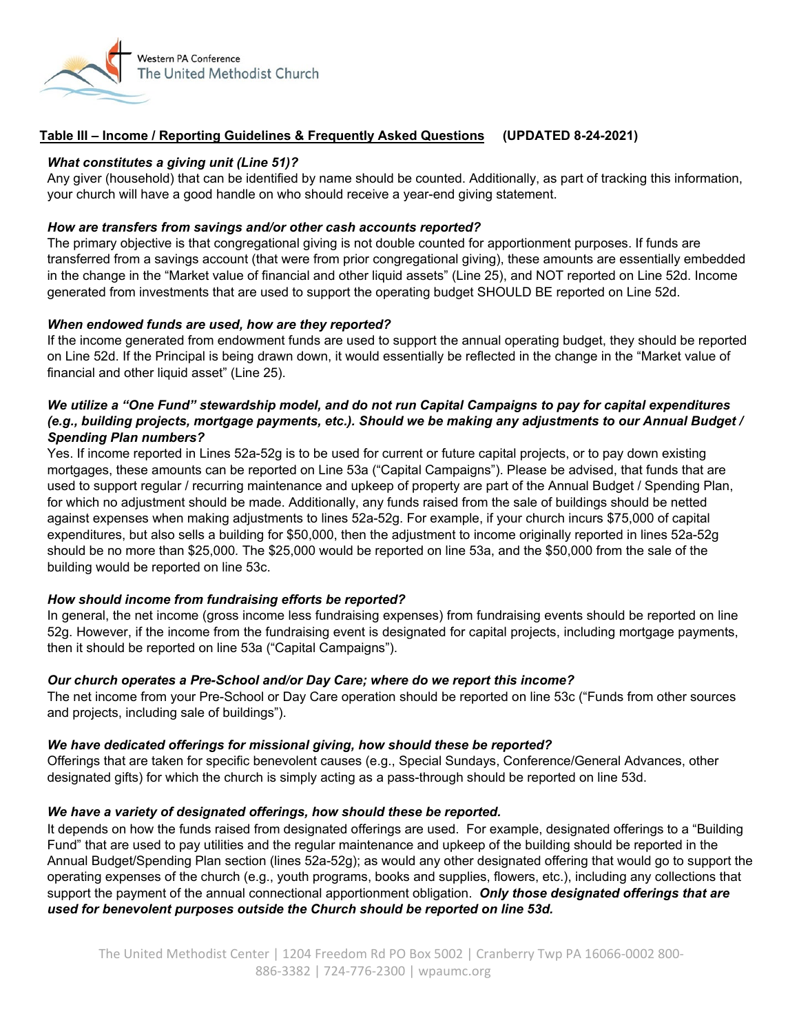Western PA Conference
The United Methodist Church

## Table III – Income / Reporting Guidelines & Frequently Asked Questions (UPDATED 8-24-2021)

***What constitutes a giving unit (Line 51)?***

Any giver (household) that can be identified by name should be counted. Additionally, as part of tracking this information, your church will have a good handle on who should receive a year-end giving statement.

***How are transfers from savings and/or other cash accounts reported?***

The primary objective is that congregational giving is not double counted for apportionment purposes. If funds are transferred from a savings account (that were from prior congregational giving), these amounts are essentially embedded in the change in the "Market value of financial and other liquid assets" (Line 25), and NOT reported on Line 52d. Income generated from investments that are used to support the operating budget SHOULD BE reported on Line 52d.

***When endowed funds are used, how are they reported?***

If the income generated from endowment funds are used to support the annual operating budget, they should be reported on Line 52d. If the Principal is being drawn down, it would essentially be reflected in the change in the "Market value of financial and other liquid asset" (Line 25).

***We utilize a "One Fund" stewardship model, and do not run Capital Campaigns to pay for capital expenditures (e.g., building projects, mortgage payments, etc.). Should we be making any adjustments to our Annual Budget / Spending Plan numbers?***

Yes. If income reported in Lines 52a-52g is to be used for current or future capital projects, or to pay down existing mortgages, these amounts can be reported on Line 53a ("Capital Campaigns"). Please be advised, that funds that are used to support regular / recurring maintenance and upkeep of property are part of the Annual Budget / Spending Plan, for which no adjustment should be made. Additionally, any funds raised from the sale of buildings should be netted against expenses when making adjustments to lines 52a-52g. For example, if your church incurs $75,000 of capital expenditures, but also sells a building for $50,000, then the adjustment to income originally reported in lines 52a-52g should be no more than $25,000. The $25,000 would be reported on line 53a, and the $50,000 from the sale of the building would be reported on line 53c.

***How should income from fundraising efforts be reported?***

In general, the net income (gross income less fundraising expenses) from fundraising events should be reported on line 52g. However, if the income from the fundraising event is designated for capital projects, including mortgage payments, then it should be reported on line 53a ("Capital Campaigns").

***Our church operates a Pre-School and/or Day Care; where do we report this income?***

The net income from your Pre-School or Day Care operation should be reported on line 53c ("Funds from other sources and projects, including sale of buildings").

***We have dedicated offerings for missional giving, how should these be reported?***

Offerings that are taken for specific benevolent causes (e.g., Special Sundays, Conference/General Advances, other designated gifts) for which the church is simply acting as a pass-through should be reported on line 53d.

***We have a variety of designated offerings, how should these be reported.***

It depends on how the funds raised from designated offerings are used. For example, designated offerings to a "Building Fund" that are used to pay utilities and the regular maintenance and upkeep of the building should be reported in the Annual Budget/Spending Plan section (lines 52a-52g); as would any other designated offering that would go to support the operating expenses of the church (e.g., youth programs, books and supplies, flowers, etc.), including any collections that support the payment of the annual connectional apportionment obligation. ***Only those designated offerings that are used for benevolent purposes outside the Church should be reported on line 53d.***

The United Methodist Center | 1204 Freedom Rd PO Box 5002 | Cranberry Twp PA 16066-0002 800-886-3382 | 724-776-2300 | wpaumc.org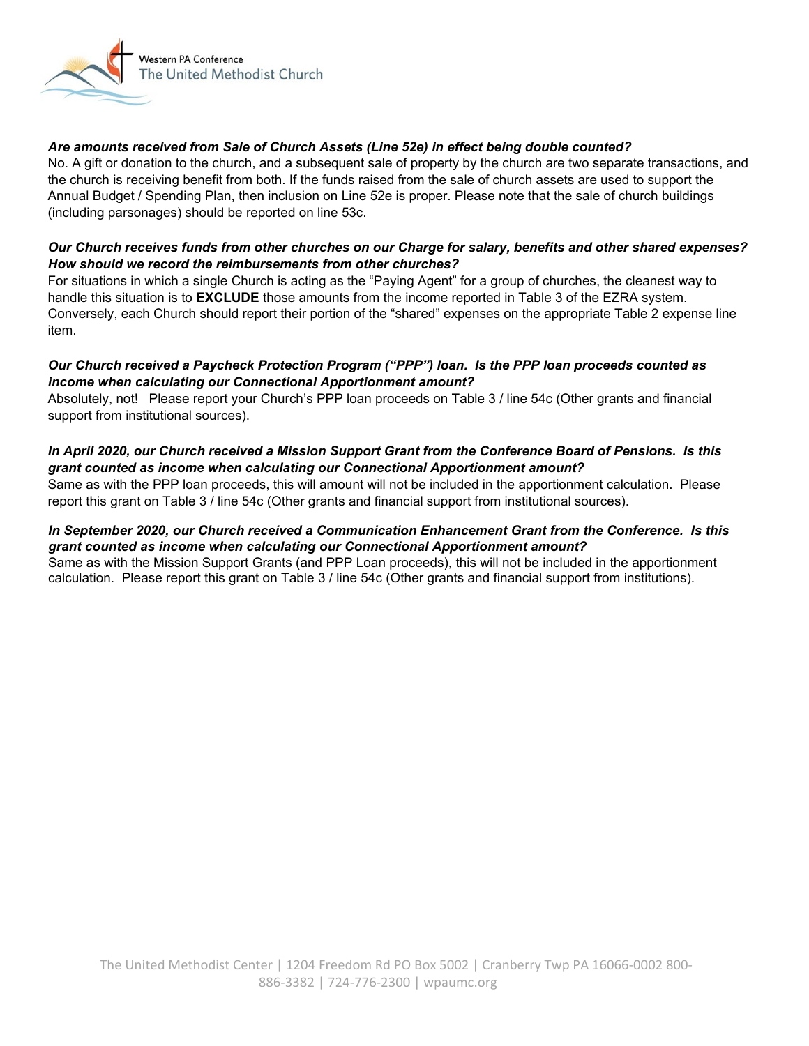***Are amounts received from Sale of Church Assets (Line 52e) in effect being double counted?***

No. A gift or donation to the church, and a subsequent sale of property by the church are two separate transactions, and the church is receiving benefit from both. If the funds raised from the sale of church assets are used to support the Annual Budget / Spending Plan, then inclusion on Line 52e is proper. Please note that the sale of church buildings (including parsonages) should be reported on line 53c.

***Our Church receives funds from other churches on our Charge for salary, benefits and other shared expenses? How should we record the reimbursements from other churches?***

For situations in which a single Church is acting as the "Paying Agent" for a group of churches, the cleanest way to handle this situation is to **EXCLUDE** those amounts from the income reported in Table 3 of the EZRA system. Conversely, each Church should report their portion of the "shared" expenses on the appropriate Table 2 expense line item.

***Our Church received a Paycheck Protection Program ("PPP") loan. Is the PPP loan proceeds counted as income when calculating our Connectional Apportionment amount?***

Absolutely, not! Please report your Church's PPP loan proceeds on Table 3 / line 54c (Other grants and financial support from institutional sources).

***In April 2020, our Church received a Mission Support Grant from the Conference Board of Pensions. Is this grant counted as income when calculating our Connectional Apportionment amount?***

Same as with the PPP loan proceeds, this will amount will not be included in the apportionment calculation. Please report this grant on Table 3 / line 54c (Other grants and financial support from institutional sources).

***In September 2020, our Church received a Communication Enhancement Grant from the Conference. Is this grant counted as income when calculating our Connectional Apportionment amount?***

Same as with the Mission Support Grants (and PPP Loan proceeds), this will not be included in the apportionment calculation. Please report this grant on Table 3 / line 54c (Other grants and financial support from institutions).